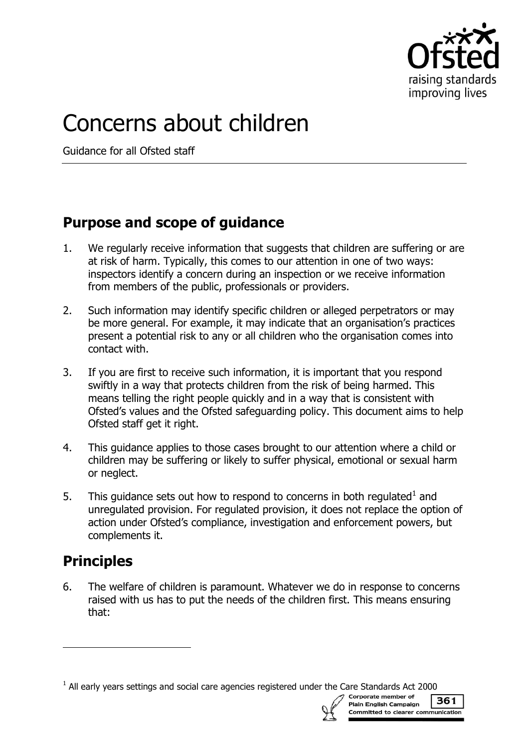# Concerns about children

Guidance for all Ofsted staff

## Purpose and scope of guidance

1. We regularly receive information that suggests that children are suffering or are at risk of harm. Typically, this comes to our attention in one of two ways: inspectors identify a concern during an inspection or we receive information from members of the public, professionals or providers.

2. Such information may identify specific children or alleged perpetrators or may be more general. For example, it may indicate that an organisation's practices present a potential risk to any or all children who the organisation comes into contact with.

3. If you are first to receive such information, it is important that you respond swiftly in a way that protects children from the risk of being harmed. This means telling the right people quickly and in a way that is consistent with Ofsted's values and the Ofsted safeguarding policy. This document aims to help Ofsted staff get it right.

4. This guidance applies to those cases brought to our attention where a child or children may be suffering or likely to suffer physical, emotional or sexual harm or neglect.

5. This guidance sets out how to respond to concerns in both regulated[1] and unregulated provision. For regulated provision, it does not replace the option of action under Ofsted's compliance, investigation and enforcement powers, but complements it.

## Principles

6. The welfare of children is paramount. Whatever we do in response to concerns raised with us has to put the needs of the children first. This means ensuring that:

[1] All early years settings and social care agencies registered under the Care Standards Act 2000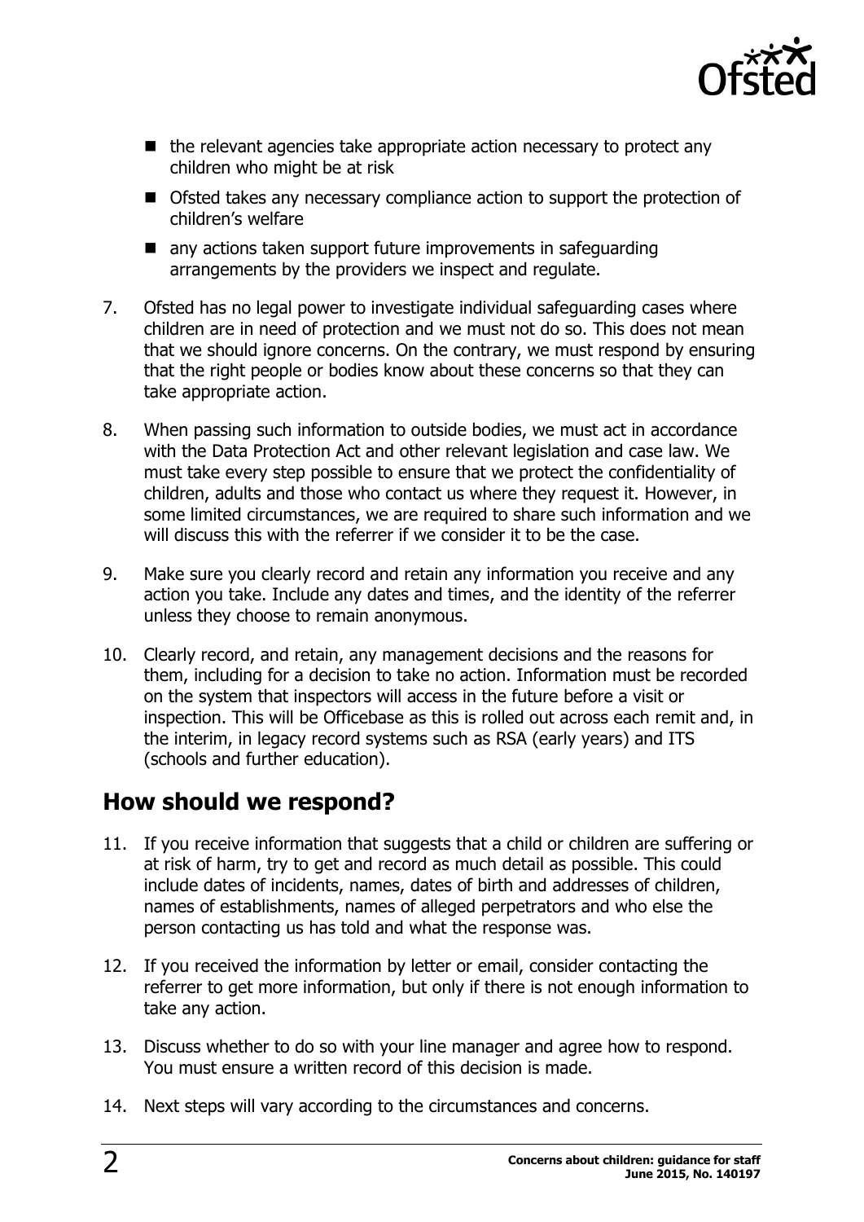- the relevant agencies take appropriate action necessary to protect any children who might be at risk
- Ofsted takes any necessary compliance action to support the protection of children's welfare
- any actions taken support future improvements in safeguarding arrangements by the providers we inspect and regulate.

7. Ofsted has no legal power to investigate individual safeguarding cases where children are in need of protection and we must not do so. This does not mean that we should ignore concerns. On the contrary, we must respond by ensuring that the right people or bodies know about these concerns so that they can take appropriate action.

8. When passing such information to outside bodies, we must act in accordance with the Data Protection Act and other relevant legislation and case law. We must take every step possible to ensure that we protect the confidentiality of children, adults and those who contact us where they request it. However, in some limited circumstances, we are required to share such information and we will discuss this with the referrer if we consider it to be the case.

9. Make sure you clearly record and retain any information you receive and any action you take. Include any dates and times, and the identity of the referrer unless they choose to remain anonymous.

10. Clearly record, and retain, any management decisions and the reasons for them, including for a decision to take no action. Information must be recorded on the system that inspectors will access in the future before a visit or inspection. This will be Officebase as this is rolled out across each remit and, in the interim, in legacy record systems such as RSA (early years) and ITS (schools and further education).

## How should we respond?

11. If you receive information that suggests that a child or children are suffering or at risk of harm, try to get and record as much detail as possible. This could include dates of incidents, names, dates of birth and addresses of children, names of establishments, names of alleged perpetrators and who else the person contacting us has told and what the response was.

12. If you received the information by letter or email, consider contacting the referrer to get more information, but only if there is not enough information to take any action.

13. Discuss whether to do so with your line manager and agree how to respond. You must ensure a written record of this decision is made.

14. Next steps will vary according to the circumstances and concerns.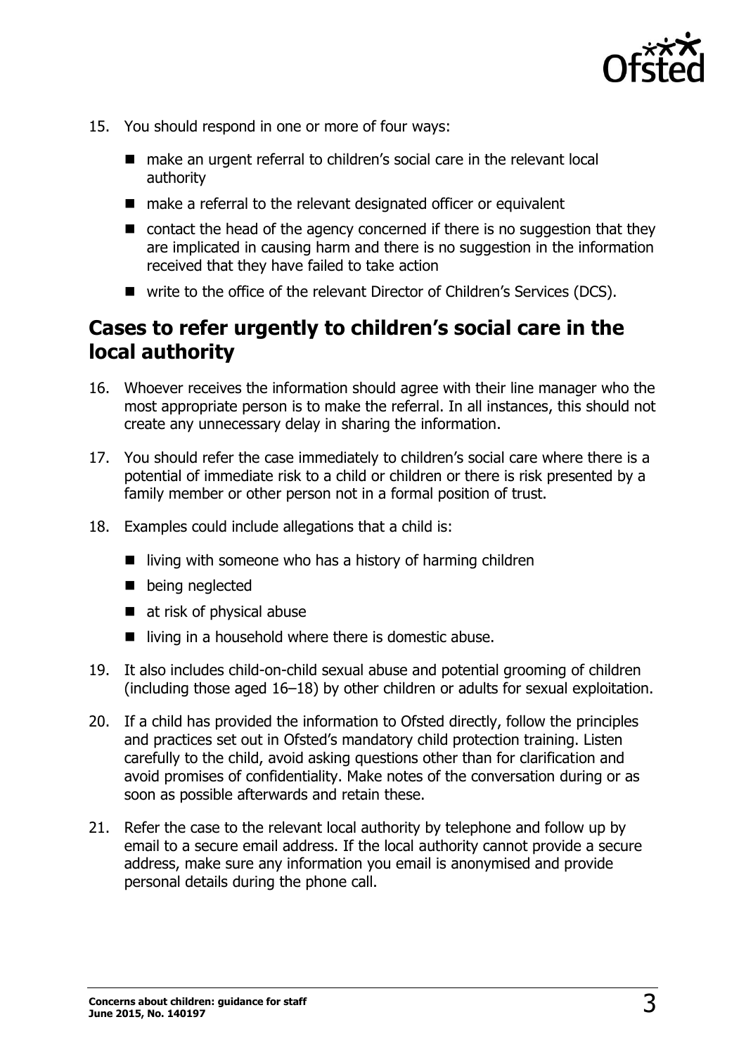15. You should respond in one or more of four ways:
    - make an urgent referral to children's social care in the relevant local authority
    - make a referral to the relevant designated officer or equivalent
    - contact the head of the agency concerned if there is no suggestion that they are implicated in causing harm and there is no suggestion in the information received that they have failed to take action
    - write to the office of the relevant Director of Children's Services (DCS).

## Cases to refer urgently to children's social care in the local authority

16. Whoever receives the information should agree with their line manager who the most appropriate person is to make the referral. In all instances, this should not create any unnecessary delay in sharing the information.

17. You should refer the case immediately to children's social care where there is a potential of immediate risk to a child or children or there is risk presented by a family member or other person not in a formal position of trust.

18. Examples could include allegations that a child is:
    - living with someone who has a history of harming children
    - being neglected
    - at risk of physical abuse
    - living in a household where there is domestic abuse.

19. It also includes child-on-child sexual abuse and potential grooming of children (including those aged 16–18) by other children or adults for sexual exploitation.

20. If a child has provided the information to Ofsted directly, follow the principles and practices set out in Ofsted's mandatory child protection training. Listen carefully to the child, avoid asking questions other than for clarification and avoid promises of confidentiality. Make notes of the conversation during or as soon as possible afterwards and retain these.

21. Refer the case to the relevant local authority by telephone and follow up by email to a secure email address. If the local authority cannot provide a secure address, make sure any information you email is anonymised and provide personal details during the phone call.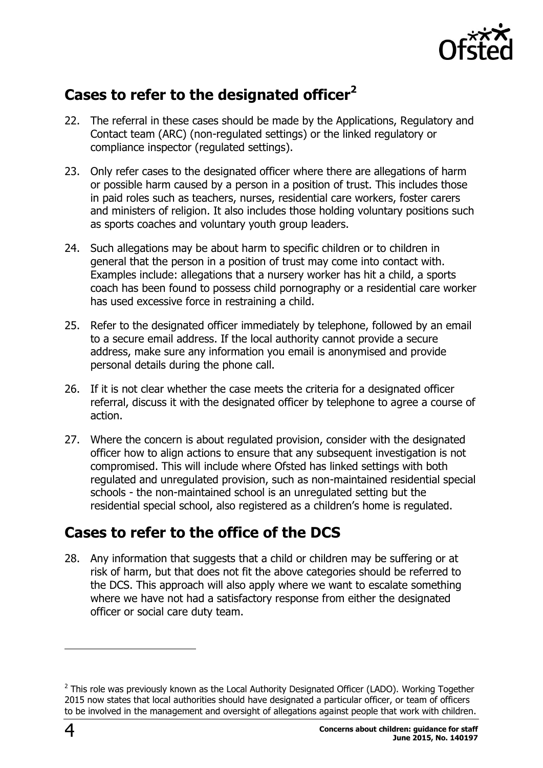## Cases to refer to the designated officer[2]

22. The referral in these cases should be made by the Applications, Regulatory and Contact team (ARC) (non-regulated settings) or the linked regulatory or compliance inspector (regulated settings).

23. Only refer cases to the designated officer where there are allegations of harm or possible harm caused by a person in a position of trust. This includes those in paid roles such as teachers, nurses, residential care workers, foster carers and ministers of religion. It also includes those holding voluntary positions such as sports coaches and voluntary youth group leaders.

24. Such allegations may be about harm to specific children or to children in general that the person in a position of trust may come into contact with. Examples include: allegations that a nursery worker has hit a child, a sports coach has been found to possess child pornography or a residential care worker has used excessive force in restraining a child.

25. Refer to the designated officer immediately by telephone, followed by an email to a secure email address. If the local authority cannot provide a secure address, make sure any information you email is anonymised and provide personal details during the phone call.

26. If it is not clear whether the case meets the criteria for a designated officer referral, discuss it with the designated officer by telephone to agree a course of action.

27. Where the concern is about regulated provision, consider with the designated officer how to align actions to ensure that any subsequent investigation is not compromised. This will include where Ofsted has linked settings with both regulated and unregulated provision, such as non-maintained residential special schools - the non-maintained school is an unregulated setting but the residential special school, also registered as a children's home is regulated.

## Cases to refer to the office of the DCS

28. Any information that suggests that a child or children may be suffering or at risk of harm, but that does not fit the above categories should be referred to the DCS. This approach will also apply where we want to escalate something where we have not had a satisfactory response from either the designated officer or social care duty team.

---

[2] This role was previously known as the Local Authority Designated Officer (LADO). Working Together 2015 now states that local authorities should have designated a particular officer, or team of officers to be involved in the management and oversight of allegations against people that work with children.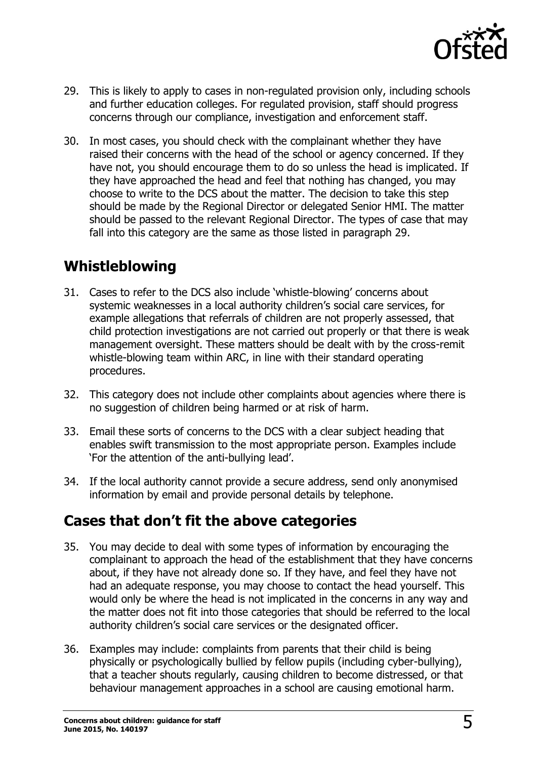29. This is likely to apply to cases in non-regulated provision only, including schools and further education colleges. For regulated provision, staff should progress concerns through our compliance, investigation and enforcement staff.

30. In most cases, you should check with the complainant whether they have raised their concerns with the head of the school or agency concerned. If they have not, you should encourage them to do so unless the head is implicated. If they have approached the head and feel that nothing has changed, you may choose to write to the DCS about the matter. The decision to take this step should be made by the Regional Director or delegated Senior HMI. The matter should be passed to the relevant Regional Director. The types of case that may fall into this category are the same as those listed in paragraph 29.

## Whistleblowing

31. Cases to refer to the DCS also include 'whistle-blowing' concerns about systemic weaknesses in a local authority children's social care services, for example allegations that referrals of children are not properly assessed, that child protection investigations are not carried out properly or that there is weak management oversight. These matters should be dealt with by the cross-remit whistle-blowing team within ARC, in line with their standard operating procedures.

32. This category does not include other complaints about agencies where there is no suggestion of children being harmed or at risk of harm.

33. Email these sorts of concerns to the DCS with a clear subject heading that enables swift transmission to the most appropriate person. Examples include 'For the attention of the anti-bullying lead'.

34. If the local authority cannot provide a secure address, send only anonymised information by email and provide personal details by telephone.

## Cases that don't fit the above categories

35. You may decide to deal with some types of information by encouraging the complainant to approach the head of the establishment that they have concerns about, if they have not already done so. If they have, and feel they have not had an adequate response, you may choose to contact the head yourself. This would only be where the head is not implicated in the concerns in any way and the matter does not fit into those categories that should be referred to the local authority children's social care services or the designated officer.

36. Examples may include: complaints from parents that their child is being physically or psychologically bullied by fellow pupils (including cyber-bullying), that a teacher shouts regularly, causing children to become distressed, or that behaviour management approaches in a school are causing emotional harm.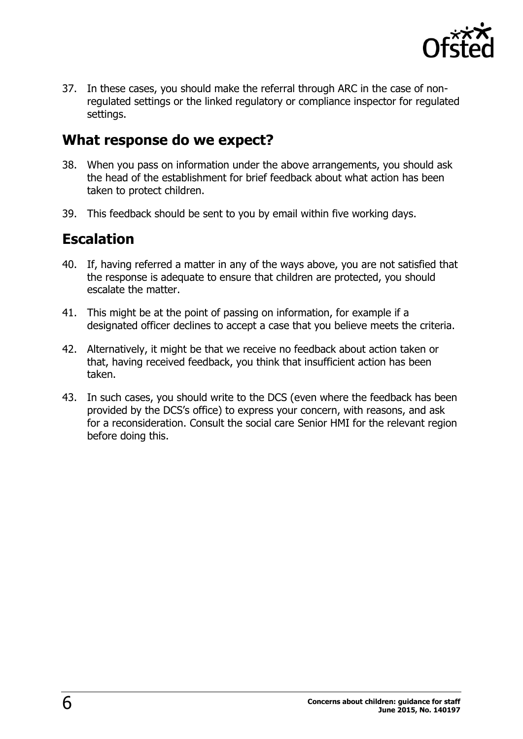37. In these cases, you should make the referral through ARC in the case of non-regulated settings or the linked regulatory or compliance inspector for regulated settings.

## What response do we expect?

38. When you pass on information under the above arrangements, you should ask the head of the establishment for brief feedback about what action has been taken to protect children.

39. This feedback should be sent to you by email within five working days.

## Escalation

40. If, having referred a matter in any of the ways above, you are not satisfied that the response is adequate to ensure that children are protected, you should escalate the matter.

41. This might be at the point of passing on information, for example if a designated officer declines to accept a case that you believe meets the criteria.

42. Alternatively, it might be that we receive no feedback about action taken or that, having received feedback, you think that insufficient action has been taken.

43. In such cases, you should write to the DCS (even where the feedback has been provided by the DCS's office) to express your concern, with reasons, and ask for a reconsideration. Consult the social care Senior HMI for the relevant region before doing this.